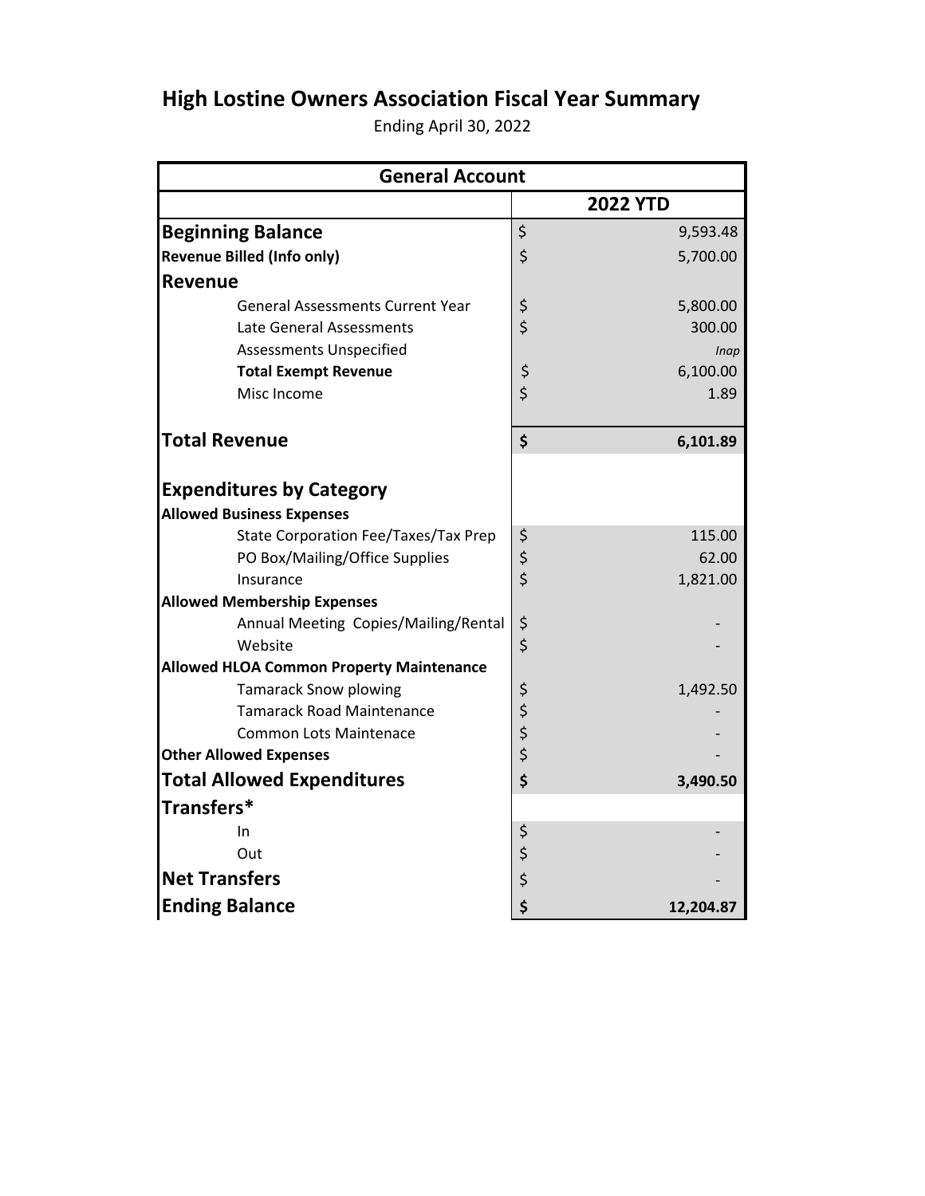# High Lostine Owners Association Fiscal Year Summary

Ending April 30, 2022

| General Account | | |
|---|---|---|
| | | **2022 YTD** |
| **Beginning Balance** | $ | 9,593.48 |
| **Revenue Billed (Info only)** | $ | 5,700.00 |
| **Revenue** | | |
| General Assessments Current Year | $ | 5,800.00 |
| Late General Assessments | $ | 300.00 |
| Assessments Unspecified | | *Inap* |
| **Total Exempt Revenue** | $ | 6,100.00 |
| Misc Income | $ | 1.89 |
| **Total Revenue** | **$** | **6,101.89** |
| **Expenditures by Category** | | |
| **Allowed Business Expenses** | | |
| State Corporation Fee/Taxes/Tax Prep | $ | 115.00 |
| PO Box/Mailing/Office Supplies | $ | 62.00 |
| Insurance | $ | 1,821.00 |
| **Allowed Membership Expenses** | | |
| Annual Meeting Copies/Mailing/Rental | $ | - |
| Website | $ | - |
| **Allowed HLOA Common Property Maintenance** | | |
| Tamarack Snow plowing | $ | 1,492.50 |
| Tamarack Road Maintenance | $ | - |
| Common Lots Maintenace | $ | - |
| **Other Allowed Expenses** | $ | - |
| **Total Allowed Expenditures** | **$** | **3,490.50** |
| **Transfers*** | | |
| In | $ | - |
| Out | $ | - |
| **Net Transfers** | $ | - |
| **Ending Balance** | **$** | **12,204.87** |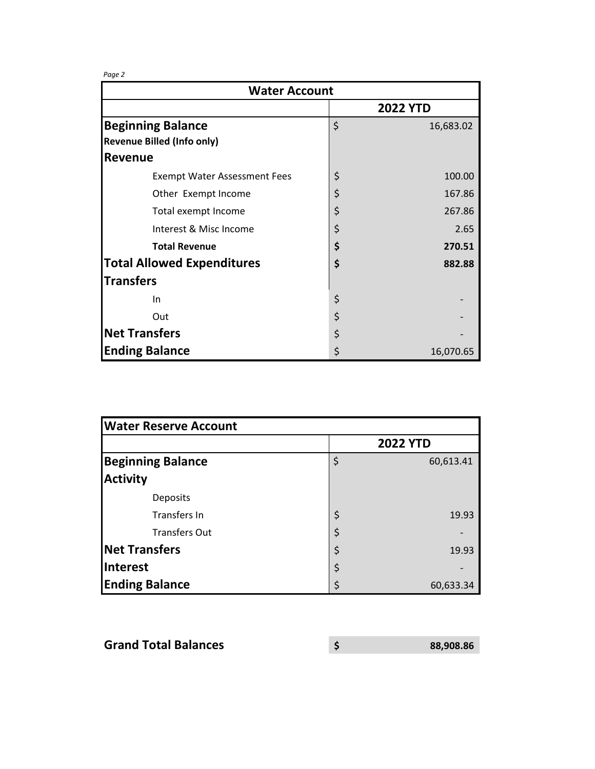## Water Account

| | 2022 YTD |
|---|---|
| **Beginning Balance** | $ 16,683.02 |
| **Revenue Billed (Info only)** | |
| **Revenue** | |
| Exempt Water Assessment Fees | $ 100.00 |
| Other Exempt Income | $ 167.86 |
| Total exempt Income | $ 267.86 |
| Interest & Misc Income | $ 2.65 |
| **Total Revenue** | **$ 270.51** |
| **Total Allowed Expenditures** | **$ 882.88** |
| **Transfers** | |
| In | $ - |
| Out | $ - |
| **Net Transfers** | $ - |
| **Ending Balance** | $ 16,070.65 |

## Water Reserve Account

| | 2022 YTD |
|---|---|
| **Beginning Balance** | $ 60,613.41 |
| **Activity** | |
| Deposits | |
| Transfers In | $ 19.93 |
| Transfers Out | $ - |
| **Net Transfers** | $ 19.93 |
| **Interest** | $ - |
| **Ending Balance** | $ 60,633.34 |

| | |
|---|---|
| **Grand Total Balances** | **$ 88,908.86** |